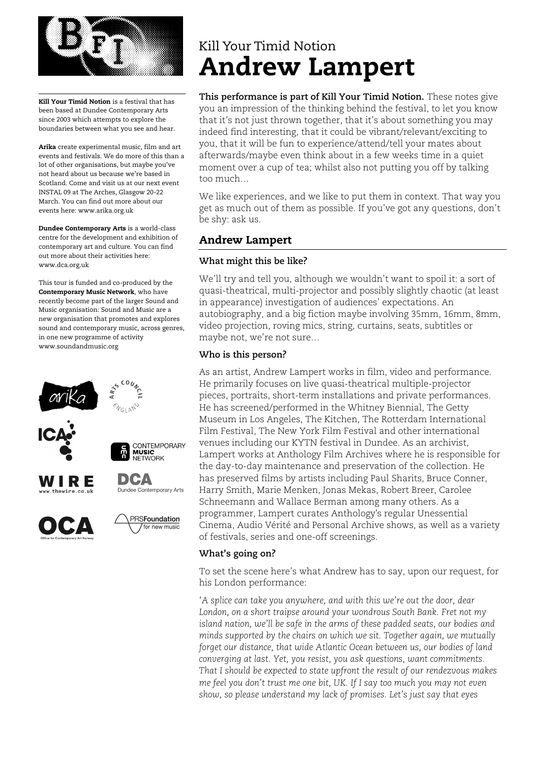# Kill Your Timid Notion
# Andrew Lampert

**Kill Your Timid Notion** is a festival that has been based at Dundee Contemporary Arts since 2003 which attempts to explore the boundaries between what you see and hear.

**Arika** create experimental music, film and art events and festivals. We do more of this than a lot of other organisations, but maybe you've not heard about us because we're based in Scotland. Come and visit us at our next event INSTAL 09 at The Arches, Glasgow 20-22 March. You can find out more about our events here: www.arika.org.uk

**Dundee Contemporary Arts** is a world-class centre for the development and exhibition of contemporary art and culture. You can find out more about their activities here: www.dca.org.uk

This tour is funded and co-produced by the **Contemporary Music Network**, who have recently become part of the larger Sound and Music organisation: Sound and Music are a new organisation that promotes and explores sound and contemporary music, across genres, in one new programme of activity www.soundandmusic.org

**This performance is part of Kill Your Timid Notion.** These notes give you an impression of the thinking behind the festival, to let you know that it's not just thrown together, that it's about something you may indeed find interesting, that it could be vibrant/relevant/exciting to you, that it will be fun to experience/attend/tell your mates about afterwards/maybe even think about in a few weeks time in a quiet moment over a cup of tea; whilst also not putting you off by talking too much…

We like experiences, and we like to put them in context. That way you get as much out of them as possible. If you've got any questions, don't be shy: ask us.

## Andrew Lampert

### What might this be like?

We'll try and tell you, although we wouldn't want to spoil it: a sort of quasi-theatrical, multi-projector and possibly slightly chaotic (at least in appearance) investigation of audiences' expectations. An autobiography, and a big fiction maybe involving 35mm, 16mm, 8mm, video projection, roving mics, string, curtains, seats, subtitles or maybe not, we're not sure…

### Who is this person?

As an artist, Andrew Lampert works in film, video and performance. He primarily focuses on live quasi-theatrical multiple-projector pieces, portraits, short-term installations and private performances. He has screened/performed in the Whitney Biennial, The Getty Museum in Los Angeles, The Kitchen, The Rotterdam International Film Festival, The New York Film Festival and other international venues including our KYTN festival in Dundee. As an archivist, Lampert works at Anthology Film Archives where he is responsible for the day-to-day maintenance and preservation of the collection. He has preserved films by artists including Paul Sharits, Bruce Conner, Harry Smith, Marie Menken, Jonas Mekas, Robert Breer, Carolee Schneemann and Wallace Berman among many others. As a programmer, Lampert curates Anthology's regular Unessential Cinema, Audio Vérité and Personal Archive shows, as well as a variety of festivals, series and one-off screenings.

### What's going on?

To set the scene here's what Andrew has to say, upon our request, for his London performance:

*'A splice can take you anywhere, and with this we're out the door, dear London, on a short traipse around your wondrous South Bank. Fret not my island nation, we'll be safe in the arms of these padded seats, our bodies and minds supported by the chairs on which we sit. Together again, we mutually forget our distance, that wide Atlantic Ocean between us, our bodies of land converging at last. Yet, you resist, you ask questions, want commitments. That I should be expected to state upfront the result of our rendezvous makes me feel you don't trust me one bit, UK. If I say too much you may not even show, so please understand my lack of promises. Let's just say that eyes*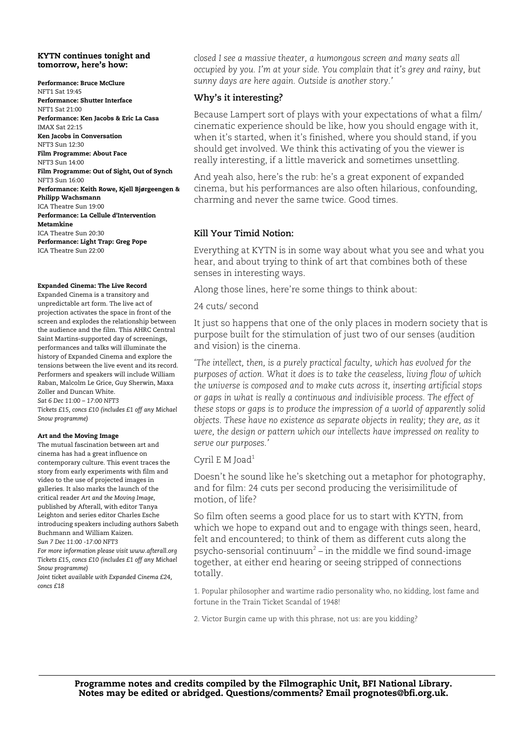### KYTN continues tonight and tomorrow, here's how:

**Performance: Bruce McClure**
NFT1 Sat 19:45
**Performance: Shutter Interface**
NFT1 Sat 21:00
**Performance: Ken Jacobs & Eric La Casa**
IMAX Sat 22:15
**Ken Jacobs in Conversation**
NFT3 Sun 12:30
**Film Programme: About Face**
NFT3 Sun 14:00
**Film Programme: Out of Sight, Out of Synch**
NFT3 Sun 16:00
**Performance: Keith Rowe, Kjell Bjørgeengen & Philipp Wachsmann**
ICA Theatre Sun 19:00
**Performance: La Cellule d'Intervention Metamkine**
ICA Theatre Sun 20:30
**Performance: Light Trap: Greg Pope**
ICA Theatre Sun 22:00

**Expanded Cinema: The Live Record**

Expanded Cinema is a transitory and unpredictable art form. The live act of projection activates the space in front of the screen and explodes the relationship between the audience and the film. This AHRC Central Saint Martins-supported day of screenings, performances and talks will illuminate the history of Expanded Cinema and explore the tensions between the live event and its record. Performers and speakers will include William Raban, Malcolm Le Grice, Guy Sherwin, Maxa Zoller and Duncan White.
*Sat 6 Dec 11:00 – 17:00 NFT3*
*Tickets £15, concs £10 (includes £1 off any Michael Snow programme)*

**Art and the Moving Image**

The mutual fascination between art and cinema has had a great influence on contemporary culture. This event traces the story from early experiments with film and video to the use of projected images in galleries. It also marks the launch of the critical reader *Art and the Moving Image*, published by Afterall, with editor Tanya Leighton and series editor Charles Esche introducing speakers including authors Sabeth Buchmann and William Kaizen.
*Sun 7 Dec 11:00 -17:00 NFT3*
*For more information please visit www.afterall.org*
*Tickets £15, concs £10 (includes £1 off any Michael Snow programme)*
*Joint ticket available with Expanded Cinema £24, concs £18*

*closed I see a massive theater, a humongous screen and many seats all occupied by you. I'm at your side. You complain that it's grey and rainy, but sunny days are here again. Outside is another story.'*

### Why's it interesting?

Because Lampert sort of plays with your expectations of what a film/ cinematic experience should be like, how you should engage with it, when it's started, when it's finished, where you should stand, if you should get involved. We think this activating of you the viewer is really interesting, if a little maverick and sometimes unsettling.

And yeah also, here's the rub: he's a great exponent of expanded cinema, but his performances are also often hilarious, confounding, charming and never the same twice. Good times.

### Kill Your Timid Notion:

Everything at KYTN is in some way about what you see and what you hear, and about trying to think of art that combines both of these senses in interesting ways.

Along those lines, here're some things to think about:

24 cuts/ second

It just so happens that one of the only places in modern society that is purpose built for the stimulation of just two of our senses (audition and vision) is the cinema.

*'The intellect, then, is a purely practical faculty, which has evolved for the purposes of action. What it does is to take the ceaseless, living flow of which the universe is composed and to make cuts across it, inserting artificial stops or gaps in what is really a continuous and indivisible process. The effect of these stops or gaps is to produce the impression of a world of apparently solid objects. These have no existence as separate objects in reality; they are, as it were, the design or pattern which our intellects have impressed on reality to serve our purposes.'*

Cyril E M Joad[1]

Doesn't he sound like he's sketching out a metaphor for photography, and for film: 24 cuts per second producing the verisimilitude of motion, of life?

So film often seems a good place for us to start with KYTN, from which we hope to expand out and to engage with things seen, heard, felt and encountered; to think of them as different cuts along the psycho-sensorial continuum[2] – in the middle we find sound-image together, at either end hearing or seeing stripped of connections totally.

1. Popular philosopher and wartime radio personality who, no kidding, lost fame and fortune in the Train Ticket Scandal of 1948!

2. Victor Burgin came up with this phrase, not us: are you kidding?

**Programme notes and credits compiled by the Filmographic Unit, BFI National Library. Notes may be edited or abridged. Questions/comments? Email prognotes@bfi.org.uk.**